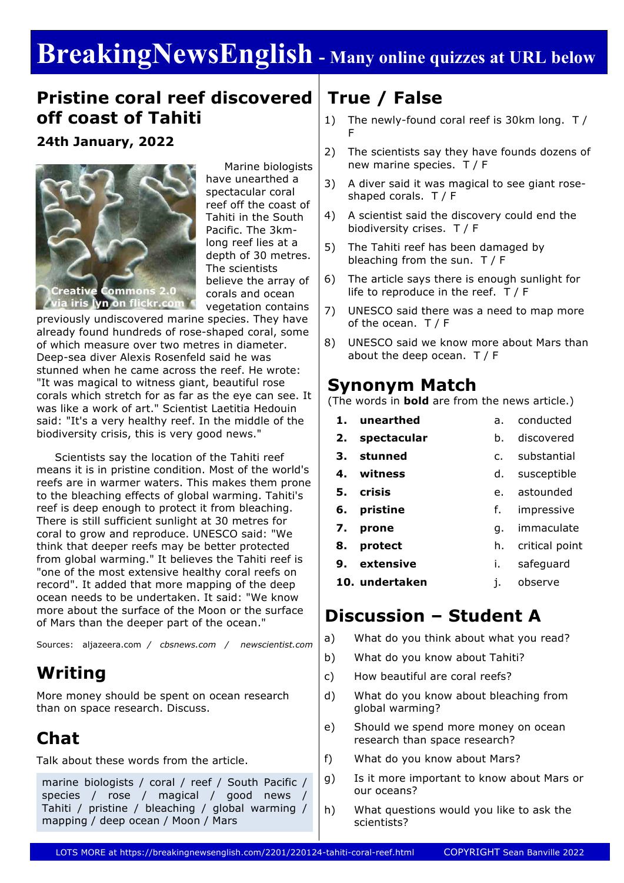# BreakingNewsEnglish - Many online quizzes at URL below

## Pristine coral reef discovered off coast of Tahiti

**24th January, 2022**

Creative Commons 2.0 via iris lyn on flickr.com

Marine biologists have unearthed a spectacular coral reef off the coast of Tahiti in the South Pacific. The 3km-long reef lies at a depth of 30 metres. The scientists believe the array of corals and ocean vegetation contains previously undiscovered marine species. They have already found hundreds of rose-shaped coral, some of which measure over two metres in diameter. Deep-sea diver Alexis Rosenfeld said he was stunned when he came across the reef. He wrote: "It was magical to witness giant, beautiful rose corals which stretch for as far as the eye can see. It was like a work of art." Scientist Laetitia Hedouin said: "It's a very healthy reef. In the middle of the biodiversity crisis, this is very good news."

Scientists say the location of the Tahiti reef means it is in pristine condition. Most of the world's reefs are in warmer waters. This makes them prone to the bleaching effects of global warming. Tahiti's reef is deep enough to protect it from bleaching. There is still sufficient sunlight at 30 metres for coral to grow and reproduce. UNESCO said: "We think that deeper reefs may be better protected from global warming." It believes the Tahiti reef is "one of the most extensive healthy coral reefs on record". It added that more mapping of the deep ocean needs to be undertaken. It said: "We know more about the surface of the Moon or the surface of Mars than the deeper part of the ocean."

Sources: aljazeera.com / *cbsnews.com* / *newscientist.com*

## Writing

More money should be spent on ocean research than on space research. Discuss.

## Chat

Talk about these words from the article.

marine biologists / coral / reef / South Pacific / species / rose / magical / good news / Tahiti / pristine / bleaching / global warming / mapping / deep ocean / Moon / Mars

## True / False

1) The newly-found coral reef is 30km long. T / F
2) The scientists say they have founds dozens of new marine species. T / F
3) A diver said it was magical to see giant rose-shaped corals. T / F
4) A scientist said the discovery could end the biodiversity crises. T / F
5) The Tahiti reef has been damaged by bleaching from the sun. T / F
6) The article says there is enough sunlight for life to reproduce in the reef. T / F
7) UNESCO said there was a need to map more of the ocean. T / F
8) UNESCO said we know more about Mars than about the deep ocean. T / F

## Synonym Match

(The words in **bold** are from the news article.)

| | | | |
|---|---|---|---|
| **1.** | **unearthed** | a. | conducted |
| **2.** | **spectacular** | b. | discovered |
| **3.** | **stunned** | c. | substantial |
| **4.** | **witness** | d. | susceptible |
| **5.** | **crisis** | e. | astounded |
| **6.** | **pristine** | f. | impressive |
| **7.** | **prone** | g. | immaculate |
| **8.** | **protect** | h. | critical point |
| **9.** | **extensive** | i. | safeguard |
| **10.** | **undertaken** | j. | observe |

## Discussion – Student A

a) What do you think about what you read?
b) What do you know about Tahiti?
c) How beautiful are coral reefs?
d) What do you know about bleaching from global warming?
e) Should we spend more money on ocean research than space research?
f) What do you know about Mars?
g) Is it more important to know about Mars or our oceans?
h) What questions would you like to ask the scientists?

LOTS MORE at https://breakingnewsenglish.com/2201/220124-tahiti-coral-reef.html COPYRIGHT Sean Banville 2022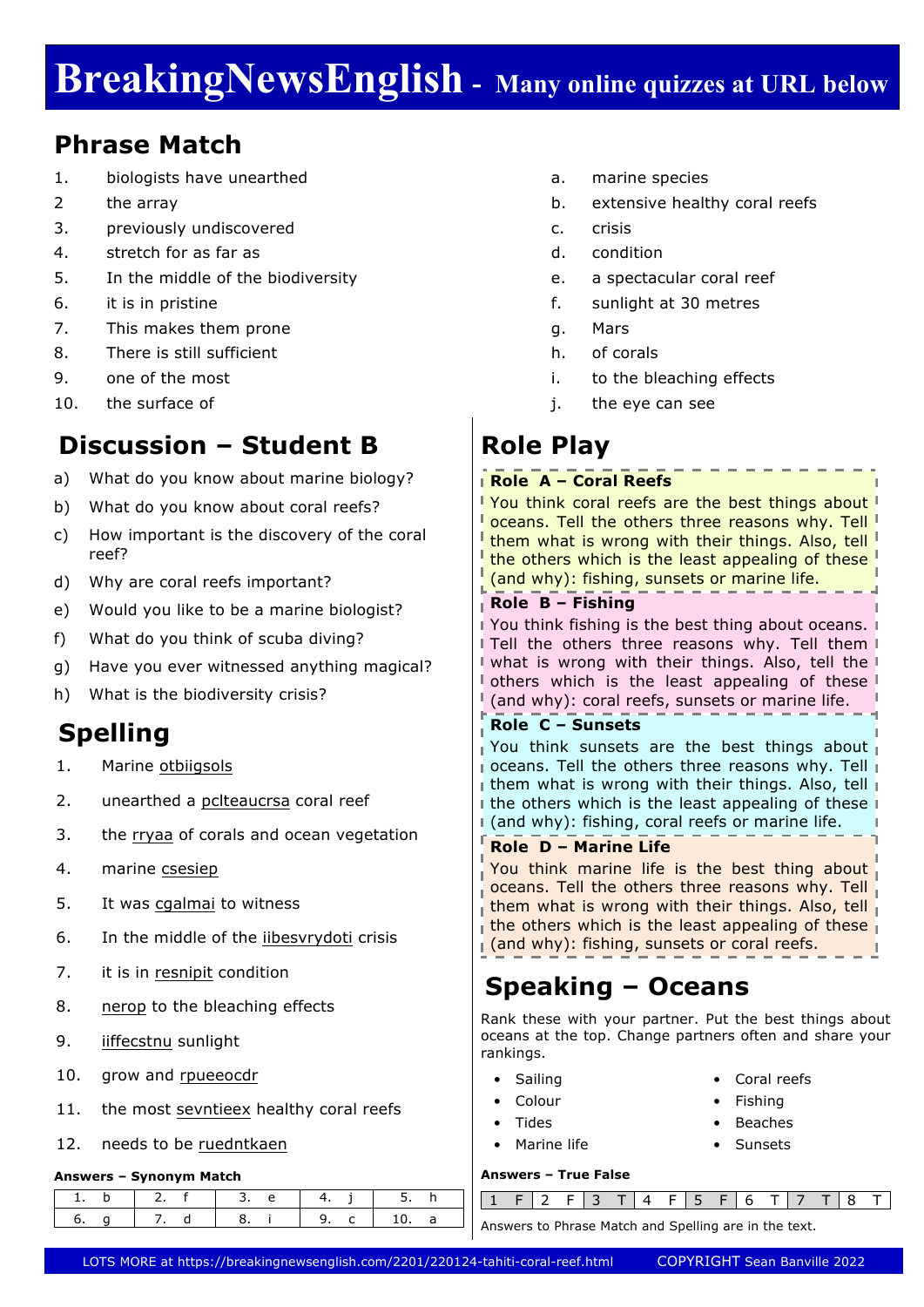# BreakingNewsEnglish - Many online quizzes at URL below

## Phrase Match

1. biologists have unearthed
2. the array
3. previously undiscovered
4. stretch for as far as
5. In the middle of the biodiversity
6. it is in pristine
7. This makes them prone
8. There is still sufficient
9. one of the most
10. the surface of

a. marine species
b. extensive healthy coral reefs
c. crisis
d. condition
e. a spectacular coral reef
f. sunlight at 30 metres
g. Mars
h. of corals
i. to the bleaching effects
j. the eye can see

## Discussion – Student B

a) What do you know about marine biology?
b) What do you know about coral reefs?
c) How important is the discovery of the coral reef?
d) Why are coral reefs important?
e) Would you like to be a marine biologist?
f) What do you think of scuba diving?
g) Have you ever witnessed anything magical?
h) What is the biodiversity crisis?

## Spelling

1. Marine otbiigsols
2. unearthed a pclteaucrsa coral reef
3. the rryaa of corals and ocean vegetation
4. marine csesiep
5. It was cgalmai to witness
6. In the middle of the iibesvrydoti crisis
7. it is in resnipit condition
8. nerop to the bleaching effects
9. iiffecstnu sunlight
10. grow and rpueeocdr
11. the most sevntieex healthy coral reefs
12. needs to be ruedntkaen

**Answers – Synonym Match**

| | | | | |
|---|---|---|---|---|
| 1. b | 2. f | 3. e | 4. j | 5. h |
| 6. g | 7. d | 8. i | 9. c | 10. a |

## Role Play

**Role A – Coral Reefs**
You think coral reefs are the best things about oceans. Tell the others three reasons why. Tell them what is wrong with their things. Also, tell the others which is the least appealing of these (and why): fishing, sunsets or marine life.

**Role B – Fishing**
You think fishing is the best thing about oceans. Tell the others three reasons why. Tell them what is wrong with their things. Also, tell the others which is the least appealing of these (and why): coral reefs, sunsets or marine life.

**Role C – Sunsets**
You think sunsets are the best things about oceans. Tell the others three reasons why. Tell them what is wrong with their things. Also, tell the others which is the least appealing of these (and why): fishing, coral reefs or marine life.

**Role D – Marine Life**
You think marine life is the best thing about oceans. Tell the others three reasons why. Tell them what is wrong with their things. Also, tell the others which is the least appealing of these (and why): fishing, sunsets or coral reefs.

## Speaking – Oceans

Rank these with your partner. Put the best things about oceans at the top. Change partners often and share your rankings.

- Sailing
- Colour
- Tides
- Marine life
- Coral reefs
- Fishing
- Beaches
- Sunsets

**Answers – True False**

| | | | | | | | | | | | | | | | |
|---|---|---|---|---|---|---|---|---|---|---|---|---|---|---|---|
| 1 | F | 2 | F | 3 | T | 4 | F | 5 | F | 6 | T | 7 | T | 8 | T |

Answers to Phrase Match and Spelling are in the text.

LOTS MORE at https://breakingnewsenglish.com/2201/220124-tahiti-coral-reef.html COPYRIGHT Sean Banville 2022